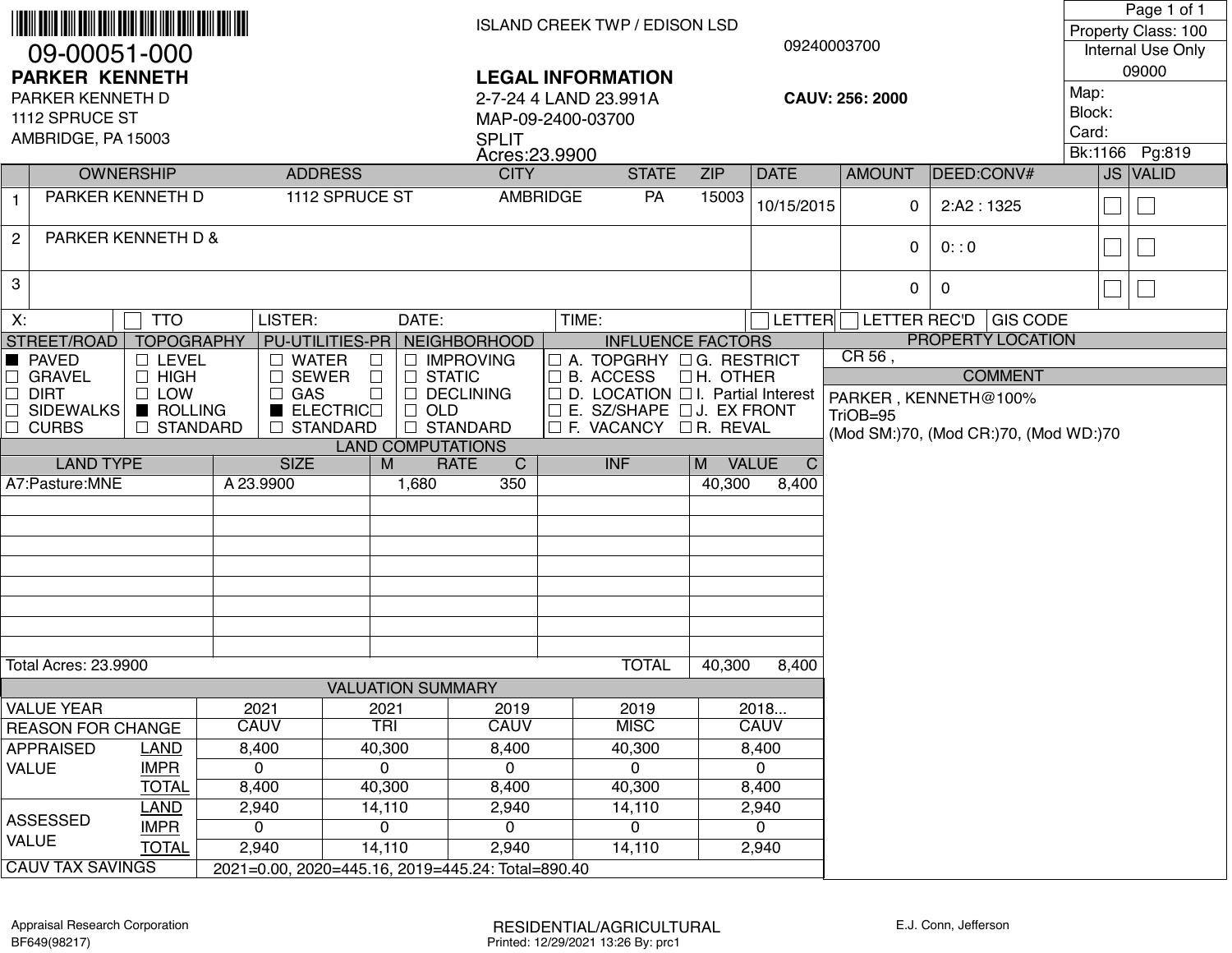09-00051-000

**PARKER KENNETH**

PARKER KENNETH D
1112 SPRUCE ST
AMBRIDGE, PA 15003

ISLAND CREEK TWP / EDISON LSD

09240003700

## LEGAL INFORMATION

2-7-24 4 LAND 23.991A
MAP-09-2400-03700
SPLIT
Acres:23.9900

**CAUV: 256: 2000**

Property Class: 100
Internal Use Only
09000
Map:
Block:
Card:
Bk:1166 Pg:819

| | OWNERSHIP | ADDRESS | CITY | STATE | ZIP | DATE | AMOUNT | DEED:CONV# | JS | VALID |
|---|---|---|---|---|---|---|---|---|---|---|
| 1 | PARKER KENNETH D | 1112 SPRUCE ST | AMBRIDGE | PA | 15003 | 10/15/2015 | 0 | 2:A2 : 1325 | ☐ | ☐ |
| 2 | PARKER KENNETH D & | | | | | | 0 | 0: : 0 | ☐ | ☐ |
| 3 | | | | | | | 0 | 0 | ☐ | ☐ |

X: ☐ TTO LISTER: DATE: TIME: ☐ LETTER ☐ LETTER REC'D GIS CODE

| STREET/ROAD | TOPOGRAPHY | PU-UTILITIES-PR | NEIGHBORHOOD | INFLUENCE FACTORS | |
|---|---|---|---|---|---|
| ■ PAVED | ☐ LEVEL | ☐ WATER ☐ | ☐ IMPROVING | ☐ A. TOPGRHY | ☐ G. RESTRICT |
| ☐ GRAVEL | ☐ HIGH | ☐ SEWER ☐ | ☐ STATIC | ☐ B. ACCESS | ☐ H. OTHER |
| ☐ DIRT | ☐ LOW | ☐ GAS ☐ | ☐ DECLINING | ☐ D. LOCATION | ☐ I. Partial Interest |
| ☐ SIDEWALKS | ■ ROLLING | ■ ELECTRIC ☐ | ☐ OLD | ☐ E. SZ/SHAPE | ☐ J. EX FRONT |
| ☐ CURBS | ☐ STANDARD | ☐ STANDARD | ☐ STANDARD | ☐ F. VACANCY | ☐ R. REVAL |

**PROPERTY LOCATION**

CR 56 ,

**COMMENT**

PARKER , KENNETH@100%
TriOB=95
(Mod SM:)70, (Mod CR:)70, (Mod WD:)70

**LAND COMPUTATIONS**

| LAND TYPE | SIZE | M | RATE | C | INF | M | VALUE | C |
|---|---|---|---|---|---|---|---|---|
| A7:Pasture:MNE | A 23.9900 | | 1,680 | 350 | | | 40,300 | 8,400 |
| Total Acres: 23.9900 | | | | | TOTAL | | 40,300 | 8,400 |

**VALUATION SUMMARY**

| VALUE YEAR | | 2021 | 2021 | 2019 | 2019 | 2018... |
|---|---|---|---|---|---|---|
| REASON FOR CHANGE | | CAUV | TRI | CAUV | MISC | CAUV |
| APPRAISED VALUE | LAND | 8,400 | 40,300 | 8,400 | 40,300 | 8,400 |
| | IMPR | 0 | 0 | 0 | 0 | 0 |
| | TOTAL | 8,400 | 40,300 | 8,400 | 40,300 | 8,400 |
| ASSESSED VALUE | LAND | 2,940 | 14,110 | 2,940 | 14,110 | 2,940 |
| | IMPR | 0 | 0 | 0 | 0 | 0 |
| | TOTAL | 2,940 | 14,110 | 2,940 | 14,110 | 2,940 |
| CAUV TAX SAVINGS | | 2021=0.00, 2020=445.16, 2019=445.24: Total=890.40 | | | | |

Appraisal Research Corporation
BF649(98217)

RESIDENTIAL/AGRICULTURAL
Printed: 12/29/2021 13:26 By: prc1

E.J. Conn, Jefferson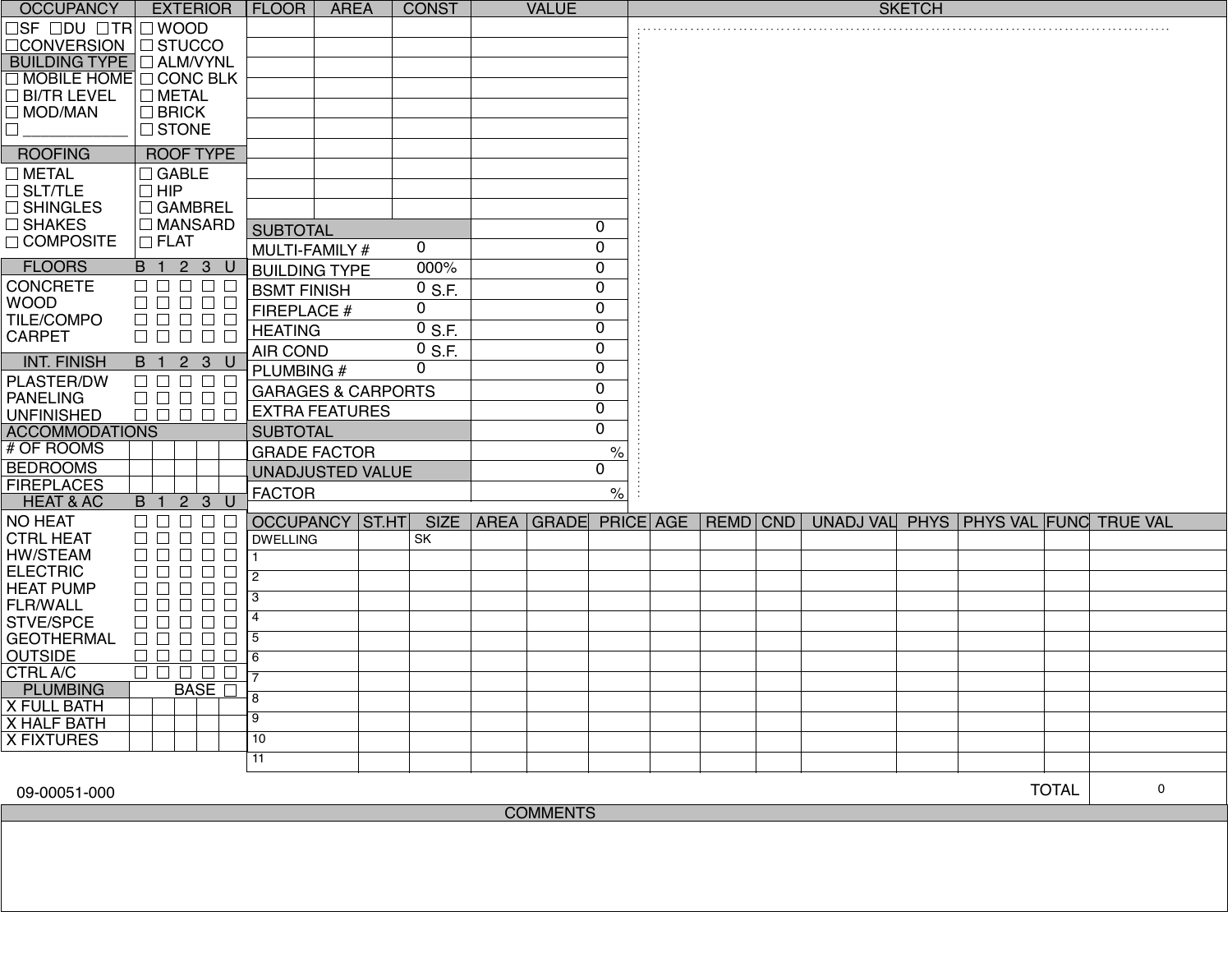| OCCUPANCY | EXTERIOR |
|---|---|
| ☐SF ☐DU ☐TR | ☐ WOOD |
| ☐CONVERSION | ☐ STUCCO |
| **BUILDING TYPE** | ☐ ALM/VYNL |
| ☐ MOBILE HOME | ☐ CONC BLK |
| ☐ BI/TR LEVEL | ☐ METAL |
| ☐ MOD/MAN | ☐ BRICK |
| ☐ ____________ | ☐ STONE |

| ROOFING | ROOF TYPE |
|---|---|
| ☐ METAL | ☐ GABLE |
| ☐ SLT/TLE | ☐ HIP |
| ☐ SHINGLES | ☐ GAMBREL |
| ☐ SHAKES | ☐ MANSARD |
| ☐ COMPOSITE | ☐ FLAT |

| FLOORS | B | 1 | 2 | 3 | U |
|---|---|---|---|---|---|
| CONCRETE | ☐ | ☐ | ☐ | ☐ | ☐ |
| WOOD | ☐ | ☐ | ☐ | ☐ | ☐ |
| TILE/COMPO | ☐ | ☐ | ☐ | ☐ | ☐ |
| CARPET | ☐ | ☐ | ☐ | ☐ | ☐ |

| INT. FINISH | B | 1 | 2 | 3 | U |
|---|---|---|---|---|---|
| PLASTER/DW | ☐ | ☐ | ☐ | ☐ | ☐ |
| PANELING | ☐ | ☐ | ☐ | ☐ | ☐ |
| UNFINISHED | ☐ | ☐ | ☐ | ☐ | ☐ |

| ACCOMMODATIONS | | | | | |
|---|---|---|---|---|---|
| # OF ROOMS | | | | | |
| BEDROOMS | | | | | |
| FIREPLACES | | | | | |

| HEAT & AC | B | 1 | 2 | 3 | U |
|---|---|---|---|---|---|
| NO HEAT | ☐ | ☐ | ☐ | ☐ | ☐ |
| CTRL HEAT | ☐ | ☐ | ☐ | ☐ | ☐ |
| HW/STEAM | ☐ | ☐ | ☐ | ☐ | ☐ |
| ELECTRIC | ☐ | ☐ | ☐ | ☐ | ☐ |
| HEAT PUMP | ☐ | ☐ | ☐ | ☐ | ☐ |
| FLR/WALL | ☐ | ☐ | ☐ | ☐ | ☐ |
| STVE/SPCE | ☐ | ☐ | ☐ | ☐ | ☐ |
| GEOTHERMAL | ☐ | ☐ | ☐ | ☐ | ☐ |
| OUTSIDE | ☐ | ☐ | ☐ | ☐ | ☐ |
| CTRL A/C | ☐ | ☐ | ☐ | ☐ | ☐ |

| PLUMBING | BASE ☐ | | | | |
|---|---|---|---|---|---|
| X FULL BATH | | | | | |
| X HALF BATH | | | | | |
| X FIXTURES | | | | | |

| FLOOR | AREA | CONST | VALUE |
|---|---|---|---|
| | | | |
| | | | |
| | | | |
| | | | |
| | | | |
| | | | |
| | | | |
| | | | |
| | | | |
| | | | |
| **SUBTOTAL** | | | 0 |
| MULTI-FAMILY # | 0 | | 0 |
| BUILDING TYPE | 000% | | 0 |
| BSMT FINISH | 0 S.F. | | 0 |
| FIREPLACE # | 0 | | 0 |
| HEATING | 0 S.F. | | 0 |
| AIR COND | 0 S.F. | | 0 |
| PLUMBING # | 0 | | 0 |
| GARAGES & CARPORTS | | | 0 |
| EXTRA FEATURES | | | 0 |
| **SUBTOTAL** | | | 0 |
| GRADE FACTOR | | | % |
| **UNADJUSTED VALUE** | | | 0 |
| FACTOR | | | % |

SKETCH

| OCCUPANCY | ST.HT | SIZE | AREA | GRADE | PRICE | AGE | REMD | CND | UNADJ VAL | PHYS | PHYS VAL | FUNC | TRUE VAL |
|---|---|---|---|---|---|---|---|---|---|---|---|---|---|
| DWELLING | | SK | | | | | | | | | | | |
| 1 | | | | | | | | | | | | | |
| 2 | | | | | | | | | | | | | |
| 3 | | | | | | | | | | | | | |
| 4 | | | | | | | | | | | | | |
| 5 | | | | | | | | | | | | | |
| 6 | | | | | | | | | | | | | |
| 7 | | | | | | | | | | | | | |
| 8 | | | | | | | | | | | | | |
| 9 | | | | | | | | | | | | | |
| 10 | | | | | | | | | | | | | |
| 11 | | | | | | | | | | | | | |
| | | | | | | | | | | | | TOTAL | 0 |

09-00051-000

COMMENTS